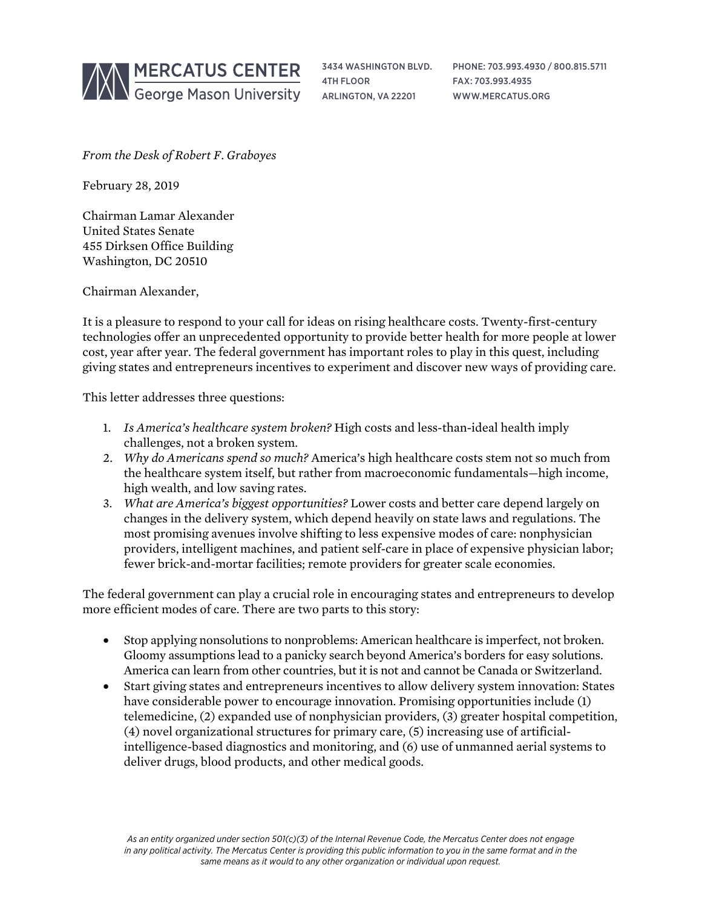MERCATUS CENTER
George Mason University

3434 WASHINGTON BLVD.
4TH FLOOR
ARLINGTON, VA 22201

PHONE: 703.993.4930 / 800.815.5711
FAX: 703.993.4935
WWW.MERCATUS.ORG

*From the Desk of Robert F. Graboyes*

February 28, 2019

Chairman Lamar Alexander
United States Senate
455 Dirksen Office Building
Washington, DC 20510

Chairman Alexander,

It is a pleasure to respond to your call for ideas on rising healthcare costs. Twenty-first-century technologies offer an unprecedented opportunity to provide better health for more people at lower cost, year after year. The federal government has important roles to play in this quest, including giving states and entrepreneurs incentives to experiment and discover new ways of providing care.

This letter addresses three questions:

1. *Is America's healthcare system broken?* High costs and less-than-ideal health imply challenges, not a broken system.
2. *Why do Americans spend so much?* America's high healthcare costs stem not so much from the healthcare system itself, but rather from macroeconomic fundamentals—high income, high wealth, and low saving rates.
3. *What are America's biggest opportunities?* Lower costs and better care depend largely on changes in the delivery system, which depend heavily on state laws and regulations. The most promising avenues involve shifting to less expensive modes of care: nonphysician providers, intelligent machines, and patient self-care in place of expensive physician labor; fewer brick-and-mortar facilities; remote providers for greater scale economies.

The federal government can play a crucial role in encouraging states and entrepreneurs to develop more efficient modes of care. There are two parts to this story:

- Stop applying nonsolutions to nonproblems: American healthcare is imperfect, not broken. Gloomy assumptions lead to a panicky search beyond America's borders for easy solutions. America can learn from other countries, but it is not and cannot be Canada or Switzerland.
- Start giving states and entrepreneurs incentives to allow delivery system innovation: States have considerable power to encourage innovation. Promising opportunities include (1) telemedicine, (2) expanded use of nonphysician providers, (3) greater hospital competition, (4) novel organizational structures for primary care, (5) increasing use of artificial-intelligence-based diagnostics and monitoring, and (6) use of unmanned aerial systems to deliver drugs, blood products, and other medical goods.

*As an entity organized under section 501(c)(3) of the Internal Revenue Code, the Mercatus Center does not engage in any political activity. The Mercatus Center is providing this public information to you in the same format and in the same means as it would to any other organization or individual upon request.*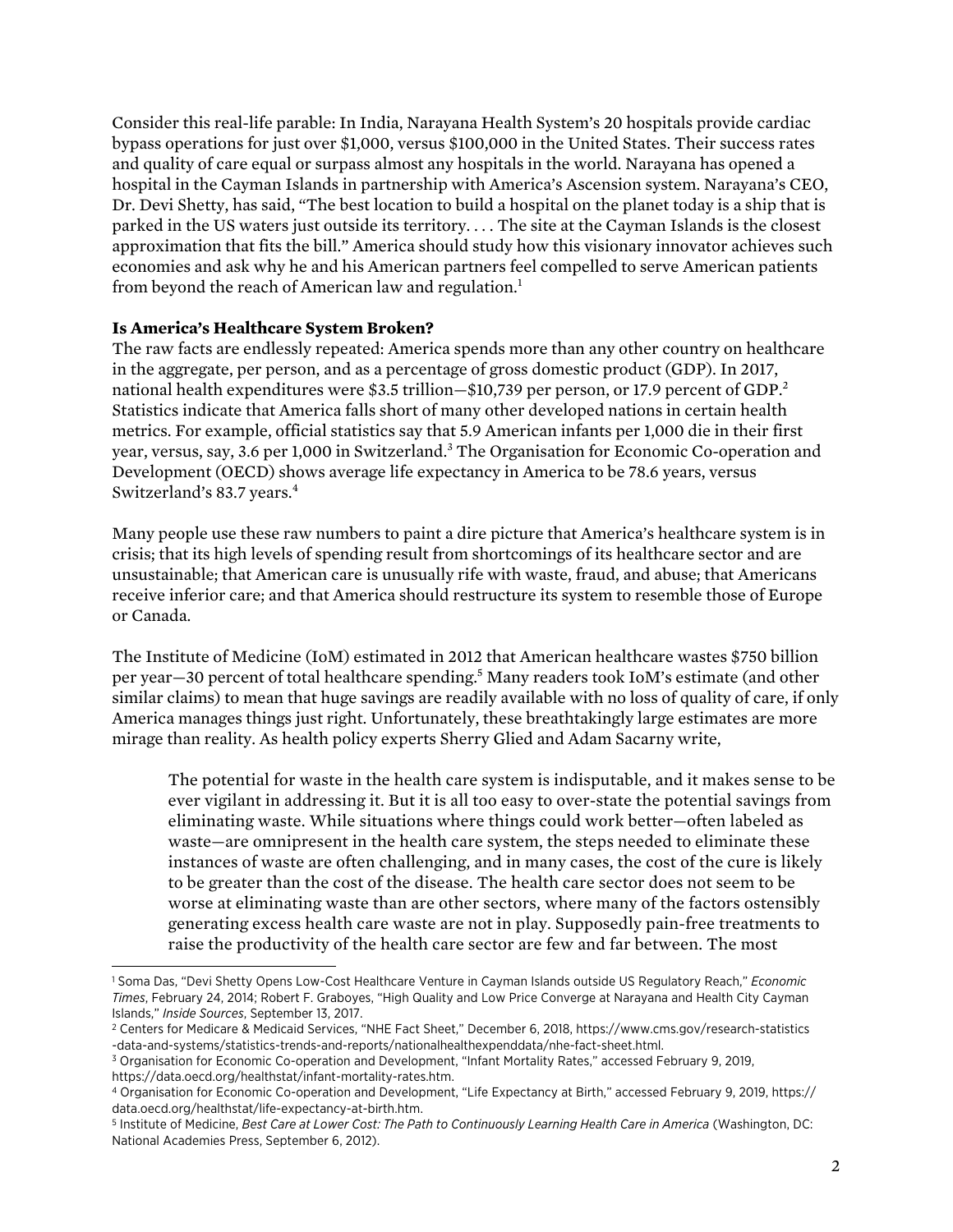Consider this real-life parable: In India, Narayana Health System's 20 hospitals provide cardiac bypass operations for just over $1,000, versus $100,000 in the United States. Their success rates and quality of care equal or surpass almost any hospitals in the world. Narayana has opened a hospital in the Cayman Islands in partnership with America's Ascension system. Narayana's CEO, Dr. Devi Shetty, has said, "The best location to build a hospital on the planet today is a ship that is parked in the US waters just outside its territory. . . . The site at the Cayman Islands is the closest approximation that fits the bill." America should study how this visionary innovator achieves such economies and ask why he and his American partners feel compelled to serve American patients from beyond the reach of American law and regulation.[1]

**Is America's Healthcare System Broken?**

The raw facts are endlessly repeated: America spends more than any other country on healthcare in the aggregate, per person, and as a percentage of gross domestic product (GDP). In 2017, national health expenditures were $3.5 trillion—$10,739 per person, or 17.9 percent of GDP.[2] Statistics indicate that America falls short of many other developed nations in certain health metrics. For example, official statistics say that 5.9 American infants per 1,000 die in their first year, versus, say, 3.6 per 1,000 in Switzerland.[3] The Organisation for Economic Co-operation and Development (OECD) shows average life expectancy in America to be 78.6 years, versus Switzerland's 83.7 years.[4]

Many people use these raw numbers to paint a dire picture that America's healthcare system is in crisis; that its high levels of spending result from shortcomings of its healthcare sector and are unsustainable; that American care is unusually rife with waste, fraud, and abuse; that Americans receive inferior care; and that America should restructure its system to resemble those of Europe or Canada.

The Institute of Medicine (IoM) estimated in 2012 that American healthcare wastes $750 billion per year—30 percent of total healthcare spending.[5] Many readers took IoM's estimate (and other similar claims) to mean that huge savings are readily available with no loss of quality of care, if only America manages things just right. Unfortunately, these breathtakingly large estimates are more mirage than reality. As health policy experts Sherry Glied and Adam Sacarny write,

> The potential for waste in the health care system is indisputable, and it makes sense to be ever vigilant in addressing it. But it is all too easy to over-state the potential savings from eliminating waste. While situations where things could work better—often labeled as waste—are omnipresent in the health care system, the steps needed to eliminate these instances of waste are often challenging, and in many cases, the cost of the cure is likely to be greater than the cost of the disease. The health care sector does not seem to be worse at eliminating waste than are other sectors, where many of the factors ostensibly generating excess health care waste are not in play. Supposedly pain-free treatments to raise the productivity of the health care sector are few and far between. The most

---

[1] Soma Das, "Devi Shetty Opens Low-Cost Healthcare Venture in Cayman Islands outside US Regulatory Reach," *Economic Times*, February 24, 2014; Robert F. Graboyes, "High Quality and Low Price Converge at Narayana and Health City Cayman Islands," *Inside Sources*, September 13, 2017.

[2] Centers for Medicare & Medicaid Services, "NHE Fact Sheet," December 6, 2018, https://www.cms.gov/research-statistics-data-and-systems/statistics-trends-and-reports/nationalhealthexpenddata/nhe-fact-sheet.html.

[3] Organisation for Economic Co-operation and Development, "Infant Mortality Rates," accessed February 9, 2019, https://data.oecd.org/healthstat/infant-mortality-rates.htm.

[4] Organisation for Economic Co-operation and Development, "Life Expectancy at Birth," accessed February 9, 2019, https://data.oecd.org/healthstat/life-expectancy-at-birth.htm.

[5] Institute of Medicine, *Best Care at Lower Cost: The Path to Continuously Learning Health Care in America* (Washington, DC: National Academies Press, September 6, 2012).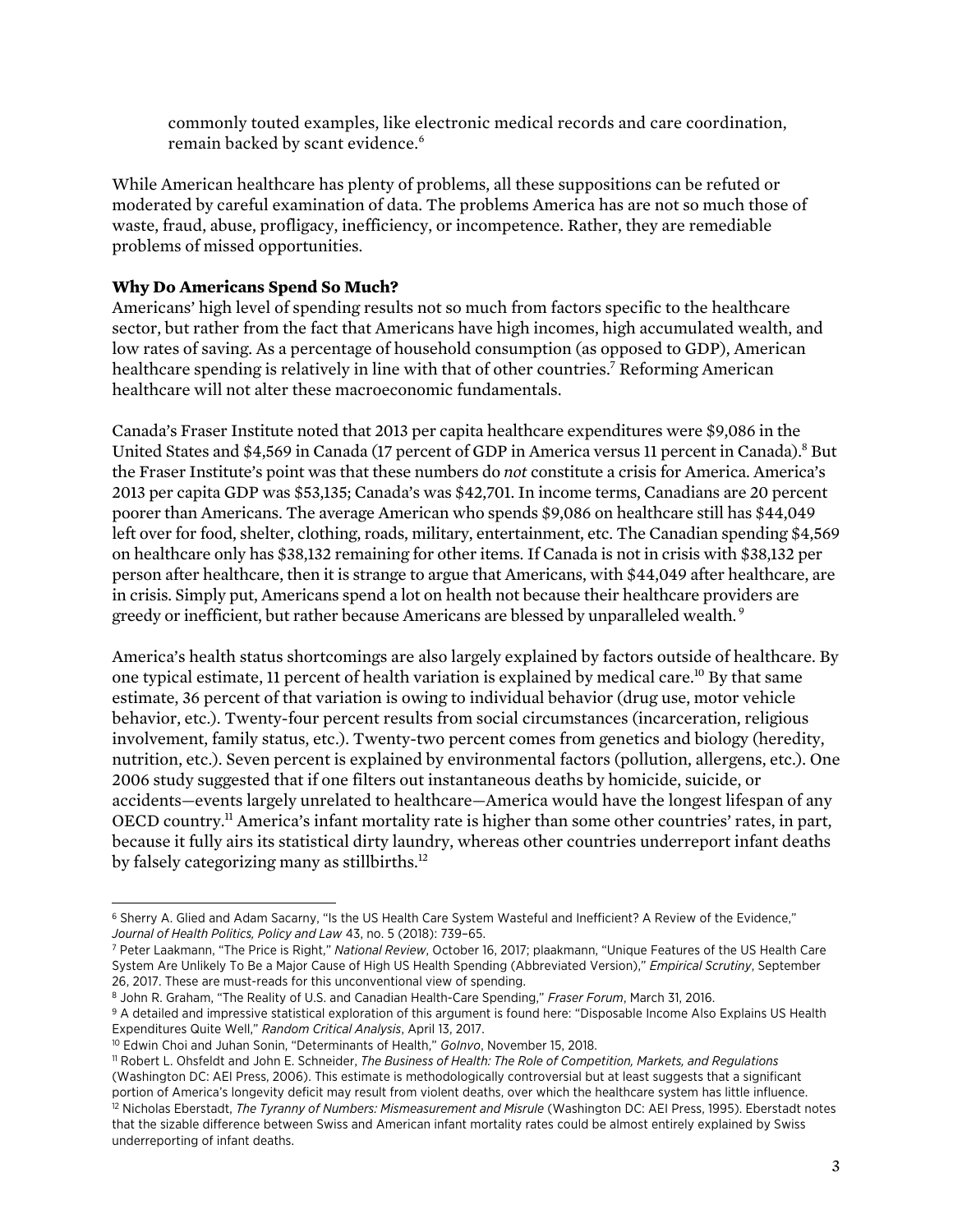commonly touted examples, like electronic medical records and care coordination, remain backed by scant evidence.[6]

While American healthcare has plenty of problems, all these suppositions can be refuted or moderated by careful examination of data. The problems America has are not so much those of waste, fraud, abuse, profligacy, inefficiency, or incompetence. Rather, they are remediable problems of missed opportunities.

**Why Do Americans Spend So Much?**

Americans' high level of spending results not so much from factors specific to the healthcare sector, but rather from the fact that Americans have high incomes, high accumulated wealth, and low rates of saving. As a percentage of household consumption (as opposed to GDP), American healthcare spending is relatively in line with that of other countries.[7] Reforming American healthcare will not alter these macroeconomic fundamentals.

Canada's Fraser Institute noted that 2013 per capita healthcare expenditures were $9,086 in the United States and $4,569 in Canada (17 percent of GDP in America versus 11 percent in Canada).[8] But the Fraser Institute's point was that these numbers do *not* constitute a crisis for America. America's 2013 per capita GDP was $53,135; Canada's was $42,701. In income terms, Canadians are 20 percent poorer than Americans. The average American who spends $9,086 on healthcare still has $44,049 left over for food, shelter, clothing, roads, military, entertainment, etc. The Canadian spending $4,569 on healthcare only has $38,132 remaining for other items. If Canada is not in crisis with $38,132 per person after healthcare, then it is strange to argue that Americans, with $44,049 after healthcare, are in crisis. Simply put, Americans spend a lot on health not because their healthcare providers are greedy or inefficient, but rather because Americans are blessed by unparalleled wealth.[9]

America's health status shortcomings are also largely explained by factors outside of healthcare. By one typical estimate, 11 percent of health variation is explained by medical care.[10] By that same estimate, 36 percent of that variation is owing to individual behavior (drug use, motor vehicle behavior, etc.). Twenty-four percent results from social circumstances (incarceration, religious involvement, family status, etc.). Twenty-two percent comes from genetics and biology (heredity, nutrition, etc.). Seven percent is explained by environmental factors (pollution, allergens, etc.). One 2006 study suggested that if one filters out instantaneous deaths by homicide, suicide, or accidents—events largely unrelated to healthcare—America would have the longest lifespan of any OECD country.[11] America's infant mortality rate is higher than some other countries' rates, in part, because it fully airs its statistical dirty laundry, whereas other countries underreport infant deaths by falsely categorizing many as stillbirths.[12]

---

[6] Sherry A. Glied and Adam Sacarny, "Is the US Health Care System Wasteful and Inefficient? A Review of the Evidence," *Journal of Health Politics, Policy and Law* 43, no. 5 (2018): 739–65.

[7] Peter Laakmann, "The Price is Right," *National Review*, October 16, 2017; plaakmann, "Unique Features of the US Health Care System Are Unlikely To Be a Major Cause of High US Health Spending (Abbreviated Version)," *Empirical Scrutiny*, September 26, 2017. These are must-reads for this unconventional view of spending.

[8] John R. Graham, "The Reality of U.S. and Canadian Health-Care Spending," *Fraser Forum*, March 31, 2016.

[9] A detailed and impressive statistical exploration of this argument is found here: "Disposable Income Also Explains US Health Expenditures Quite Well," *Random Critical Analysis*, April 13, 2017.

[10] Edwin Choi and Juhan Sonin, "Determinants of Health," *GoInvo*, November 15, 2018.

[11] Robert L. Ohsfeldt and John E. Schneider, *The Business of Health: The Role of Competition, Markets, and Regulations* (Washington DC: AEI Press, 2006). This estimate is methodologically controversial but at least suggests that a significant portion of America's longevity deficit may result from violent deaths, over which the healthcare system has little influence.

[12] Nicholas Eberstadt, *The Tyranny of Numbers: Mismeasurement and Misrule* (Washington DC: AEI Press, 1995). Eberstadt notes that the sizable difference between Swiss and American infant mortality rates could be almost entirely explained by Swiss underreporting of infant deaths.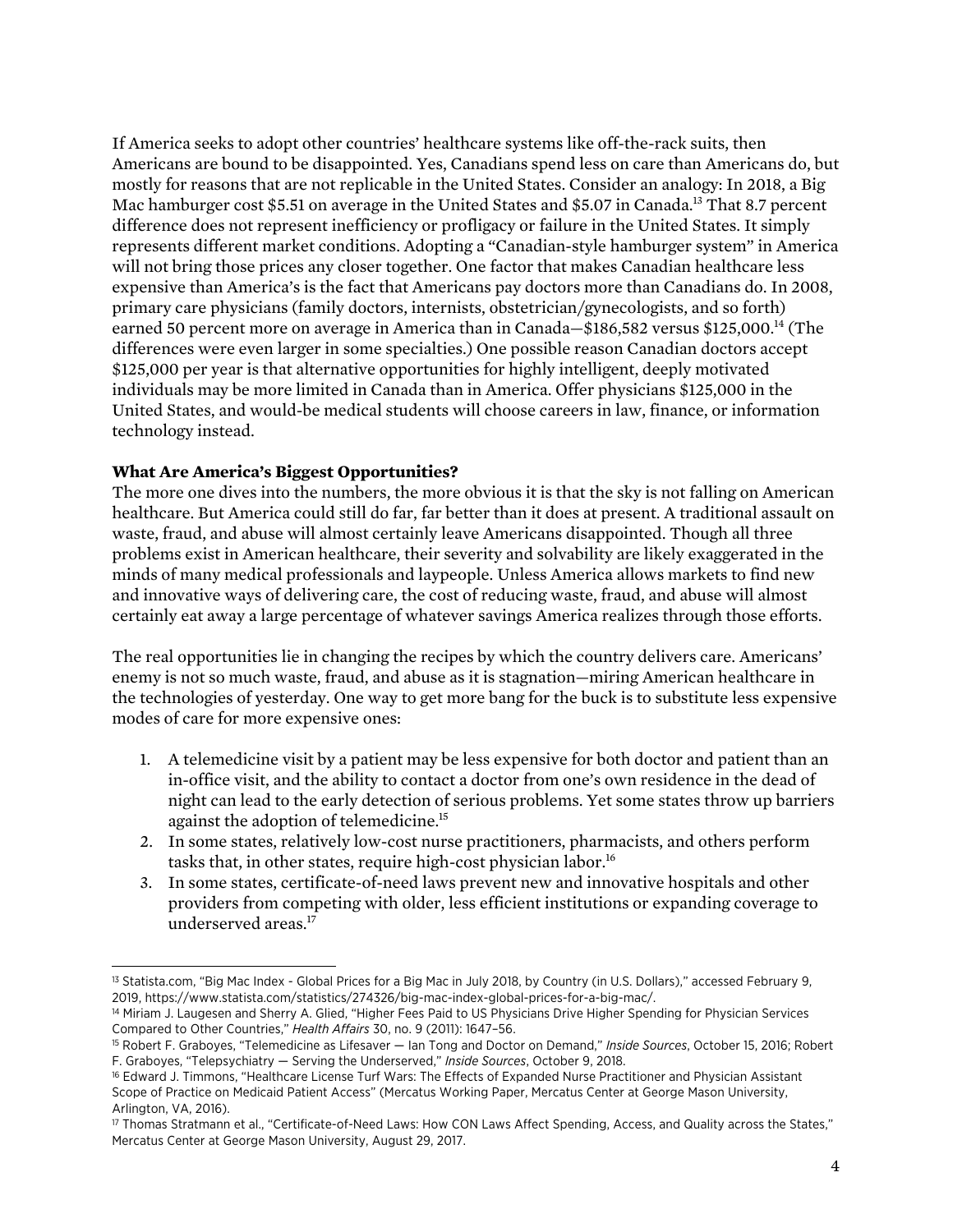If America seeks to adopt other countries' healthcare systems like off-the-rack suits, then Americans are bound to be disappointed. Yes, Canadians spend less on care than Americans do, but mostly for reasons that are not replicable in the United States. Consider an analogy: In 2018, a Big Mac hamburger cost $5.51 on average in the United States and $5.07 in Canada.[13] That 8.7 percent difference does not represent inefficiency or profligacy or failure in the United States. It simply represents different market conditions. Adopting a "Canadian-style hamburger system" in America will not bring those prices any closer together. One factor that makes Canadian healthcare less expensive than America's is the fact that Americans pay doctors more than Canadians do. In 2008, primary care physicians (family doctors, internists, obstetrician/gynecologists, and so forth) earned 50 percent more on average in America than in Canada—$186,582 versus $125,000.[14] (The differences were even larger in some specialties.) One possible reason Canadian doctors accept $125,000 per year is that alternative opportunities for highly intelligent, deeply motivated individuals may be more limited in Canada than in America. Offer physicians $125,000 in the United States, and would-be medical students will choose careers in law, finance, or information technology instead.

**What Are America's Biggest Opportunities?**

The more one dives into the numbers, the more obvious it is that the sky is not falling on American healthcare. But America could still do far, far better than it does at present. A traditional assault on waste, fraud, and abuse will almost certainly leave Americans disappointed. Though all three problems exist in American healthcare, their severity and solvability are likely exaggerated in the minds of many medical professionals and laypeople. Unless America allows markets to find new and innovative ways of delivering care, the cost of reducing waste, fraud, and abuse will almost certainly eat away a large percentage of whatever savings America realizes through those efforts.

The real opportunities lie in changing the recipes by which the country delivers care. Americans' enemy is not so much waste, fraud, and abuse as it is stagnation—miring American healthcare in the technologies of yesterday. One way to get more bang for the buck is to substitute less expensive modes of care for more expensive ones:

1. A telemedicine visit by a patient may be less expensive for both doctor and patient than an in-office visit, and the ability to contact a doctor from one's own residence in the dead of night can lead to the early detection of serious problems. Yet some states throw up barriers against the adoption of telemedicine.[15]
2. In some states, relatively low-cost nurse practitioners, pharmacists, and others perform tasks that, in other states, require high-cost physician labor.[16]
3. In some states, certificate-of-need laws prevent new and innovative hospitals and other providers from competing with older, less efficient institutions or expanding coverage to underserved areas.[17]

---

[13] Statista.com, "Big Mac Index - Global Prices for a Big Mac in July 2018, by Country (in U.S. Dollars)," accessed February 9, 2019, https://www.statista.com/statistics/274326/big-mac-index-global-prices-for-a-big-mac/.

[14] Miriam J. Laugesen and Sherry A. Glied, "Higher Fees Paid to US Physicians Drive Higher Spending for Physician Services Compared to Other Countries," *Health Affairs* 30, no. 9 (2011): 1647–56.

[15] Robert F. Graboyes, "Telemedicine as Lifesaver — Ian Tong and Doctor on Demand," *Inside Sources*, October 15, 2016; Robert F. Graboyes, "Telepsychiatry — Serving the Underserved," *Inside Sources*, October 9, 2018.

[16] Edward J. Timmons, "Healthcare License Turf Wars: The Effects of Expanded Nurse Practitioner and Physician Assistant Scope of Practice on Medicaid Patient Access" (Mercatus Working Paper, Mercatus Center at George Mason University, Arlington, VA, 2016).

[17] Thomas Stratmann et al., "Certificate-of-Need Laws: How CON Laws Affect Spending, Access, and Quality across the States," Mercatus Center at George Mason University, August 29, 2017.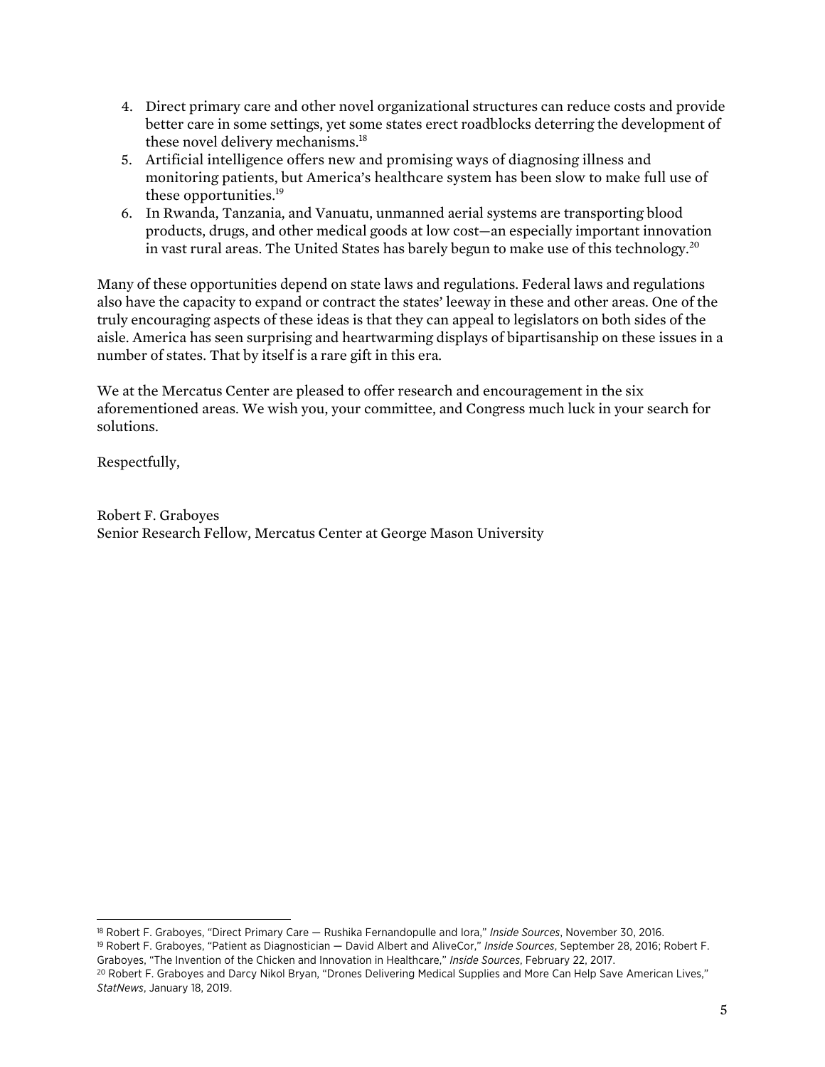4. Direct primary care and other novel organizational structures can reduce costs and provide better care in some settings, yet some states erect roadblocks deterring the development of these novel delivery mechanisms.[18]
5. Artificial intelligence offers new and promising ways of diagnosing illness and monitoring patients, but America's healthcare system has been slow to make full use of these opportunities.[19]
6. In Rwanda, Tanzania, and Vanuatu, unmanned aerial systems are transporting blood products, drugs, and other medical goods at low cost—an especially important innovation in vast rural areas. The United States has barely begun to make use of this technology.[20]

Many of these opportunities depend on state laws and regulations. Federal laws and regulations also have the capacity to expand or contract the states' leeway in these and other areas. One of the truly encouraging aspects of these ideas is that they can appeal to legislators on both sides of the aisle. America has seen surprising and heartwarming displays of bipartisanship on these issues in a number of states. That by itself is a rare gift in this era.

We at the Mercatus Center are pleased to offer research and encouragement in the six aforementioned areas. We wish you, your committee, and Congress much luck in your search for solutions.

Respectfully,

Robert F. Graboyes
Senior Research Fellow, Mercatus Center at George Mason University

---

[18] Robert F. Graboyes, "Direct Primary Care — Rushika Fernandopulle and Iora," *Inside Sources*, November 30, 2016.

[19] Robert F. Graboyes, "Patient as Diagnostician — David Albert and AliveCor," *Inside Sources*, September 28, 2016; Robert F. Graboyes, "The Invention of the Chicken and Innovation in Healthcare," *Inside Sources*, February 22, 2017.

[20] Robert F. Graboyes and Darcy Nikol Bryan, "Drones Delivering Medical Supplies and More Can Help Save American Lives," *StatNews*, January 18, 2019.